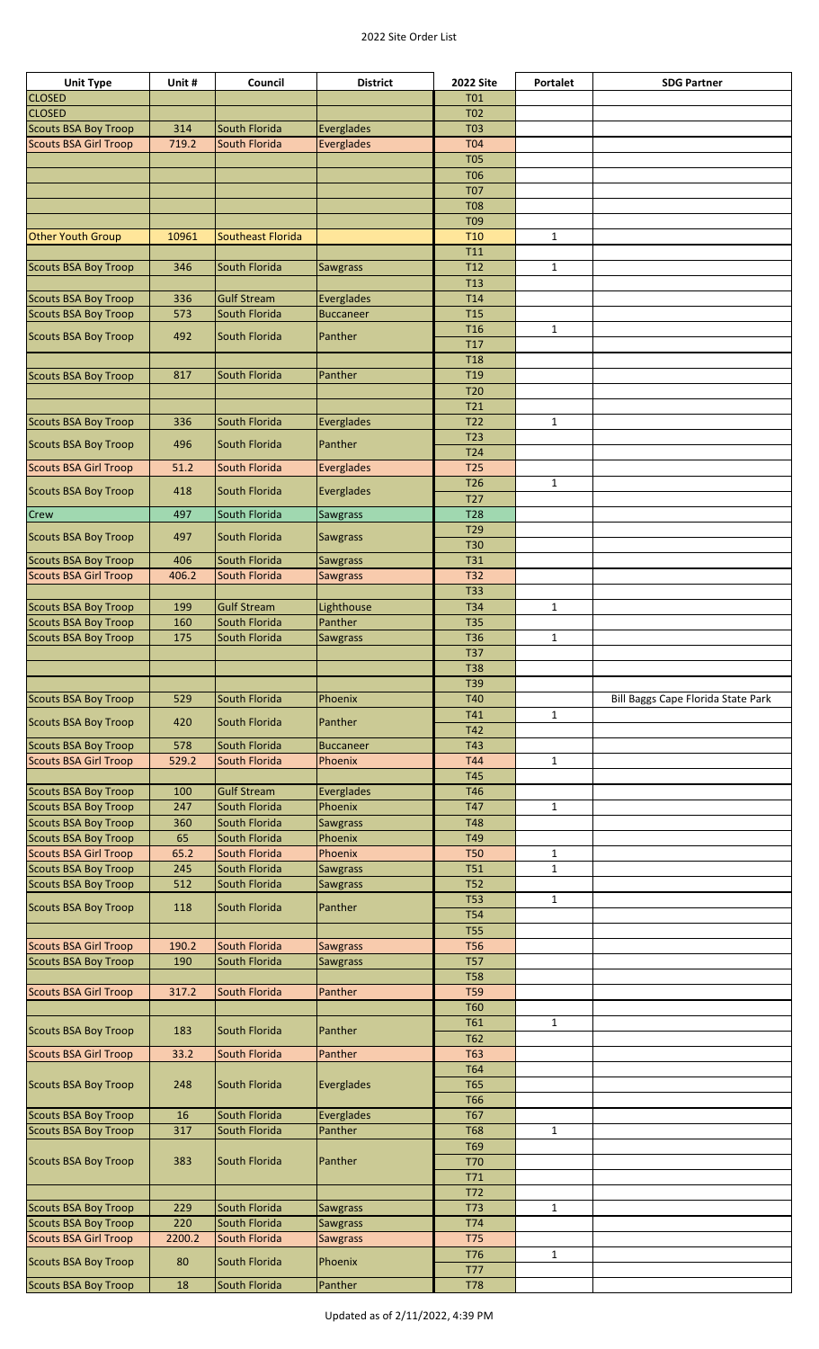# 2022 Site Order List

| Unit Type | Unit # | Council | District | 2022 Site | Portalet | SDG Partner |
|---|---|---|---|---|---|---|
| CLOSED | | | | T01 | | |
| CLOSED | | | | T02 | | |
| Scouts BSA Boy Troop | 314 | South Florida | Everglades | T03 | | |
| Scouts BSA Girl Troop | 719.2 | South Florida | Everglades | T04 | | |
| | | | | T05 | | |
| | | | | T06 | | |
| | | | | T07 | | |
| | | | | T08 | | |
| | | | | T09 | | |
| Other Youth Group | 10961 | Southeast Florida | | T10 | 1 | |
| | | | | T11 | | |
| Scouts BSA Boy Troop | 346 | South Florida | Sawgrass | T12 | 1 | |
| | | | | T13 | | |
| Scouts BSA Boy Troop | 336 | Gulf Stream | Everglades | T14 | | |
| Scouts BSA Boy Troop | 573 | South Florida | Buccaneer | T15 | | |
| Scouts BSA Boy Troop | 492 | South Florida | Panther | T16 | 1 | |
| | | | | T17 | | |
| | | | | T18 | | |
| Scouts BSA Boy Troop | 817 | South Florida | Panther | T19 | | |
| | | | | T20 | | |
| | | | | T21 | | |
| Scouts BSA Boy Troop | 336 | South Florida | Everglades | T22 | 1 | |
| Scouts BSA Boy Troop | 496 | South Florida | Panther | T23 | | |
| | | | | T24 | | |
| Scouts BSA Girl Troop | 51.2 | South Florida | Everglades | T25 | | |
| Scouts BSA Boy Troop | 418 | South Florida | Everglades | T26 | 1 | |
| | | | | T27 | | |
| Crew | 497 | South Florida | Sawgrass | T28 | | |
| Scouts BSA Boy Troop | 497 | South Florida | Sawgrass | T29 | | |
| | | | | T30 | | |
| Scouts BSA Boy Troop | 406 | South Florida | Sawgrass | T31 | | |
| Scouts BSA Girl Troop | 406.2 | South Florida | Sawgrass | T32 | | |
| | | | | T33 | | |
| Scouts BSA Boy Troop | 199 | Gulf Stream | Lighthouse | T34 | 1 | |
| Scouts BSA Boy Troop | 160 | South Florida | Panther | T35 | | |
| Scouts BSA Boy Troop | 175 | South Florida | Sawgrass | T36 | 1 | |
| | | | | T37 | | |
| | | | | T38 | | |
| | | | | T39 | | |
| Scouts BSA Boy Troop | 529 | South Florida | Phoenix | T40 | | Bill Baggs Cape Florida State Park |
| Scouts BSA Boy Troop | 420 | South Florida | Panther | T41 | 1 | |
| | | | | T42 | | |
| Scouts BSA Boy Troop | 578 | South Florida | Buccaneer | T43 | | |
| Scouts BSA Girl Troop | 529.2 | South Florida | Phoenix | T44 | 1 | |
| | | | | T45 | | |
| Scouts BSA Boy Troop | 100 | Gulf Stream | Everglades | T46 | | |
| Scouts BSA Boy Troop | 247 | South Florida | Phoenix | T47 | 1 | |
| Scouts BSA Boy Troop | 360 | South Florida | Sawgrass | T48 | | |
| Scouts BSA Boy Troop | 65 | South Florida | Phoenix | T49 | | |
| Scouts BSA Girl Troop | 65.2 | South Florida | Phoenix | T50 | 1 | |
| Scouts BSA Boy Troop | 245 | South Florida | Sawgrass | T51 | 1 | |
| Scouts BSA Boy Troop | 512 | South Florida | Sawgrass | T52 | | |
| Scouts BSA Boy Troop | 118 | South Florida | Panther | T53 | 1 | |
| | | | | T54 | | |
| | | | | T55 | | |
| Scouts BSA Girl Troop | 190.2 | South Florida | Sawgrass | T56 | | |
| Scouts BSA Boy Troop | 190 | South Florida | Sawgrass | T57 | | |
| | | | | T58 | | |
| Scouts BSA Girl Troop | 317.2 | South Florida | Panther | T59 | | |
| | | | | T60 | | |
| Scouts BSA Boy Troop | 183 | South Florida | Panther | T61 | 1 | |
| | | | | T62 | | |
| Scouts BSA Girl Troop | 33.2 | South Florida | Panther | T63 | | |
| Scouts BSA Boy Troop | 248 | South Florida | Everglades | T64 | | |
| | | | | T65 | | |
| | | | | T66 | | |
| Scouts BSA Boy Troop | 16 | South Florida | Everglades | T67 | | |
| Scouts BSA Boy Troop | 317 | South Florida | Panther | T68 | 1 | |
| Scouts BSA Boy Troop | 383 | South Florida | Panther | T69 | | |
| | | | | T70 | | |
| | | | | T71 | | |
| | | | | T72 | | |
| Scouts BSA Boy Troop | 229 | South Florida | Sawgrass | T73 | 1 | |
| Scouts BSA Boy Troop | 220 | South Florida | Sawgrass | T74 | | |
| Scouts BSA Girl Troop | 2200.2 | South Florida | Sawgrass | T75 | | |
| Scouts BSA Boy Troop | 80 | South Florida | Phoenix | T76 | 1 | |
| | | | | T77 | | |
| Scouts BSA Boy Troop | 18 | South Florida | Panther | T78 | | |

Updated as of 2/11/2022, 4:39 PM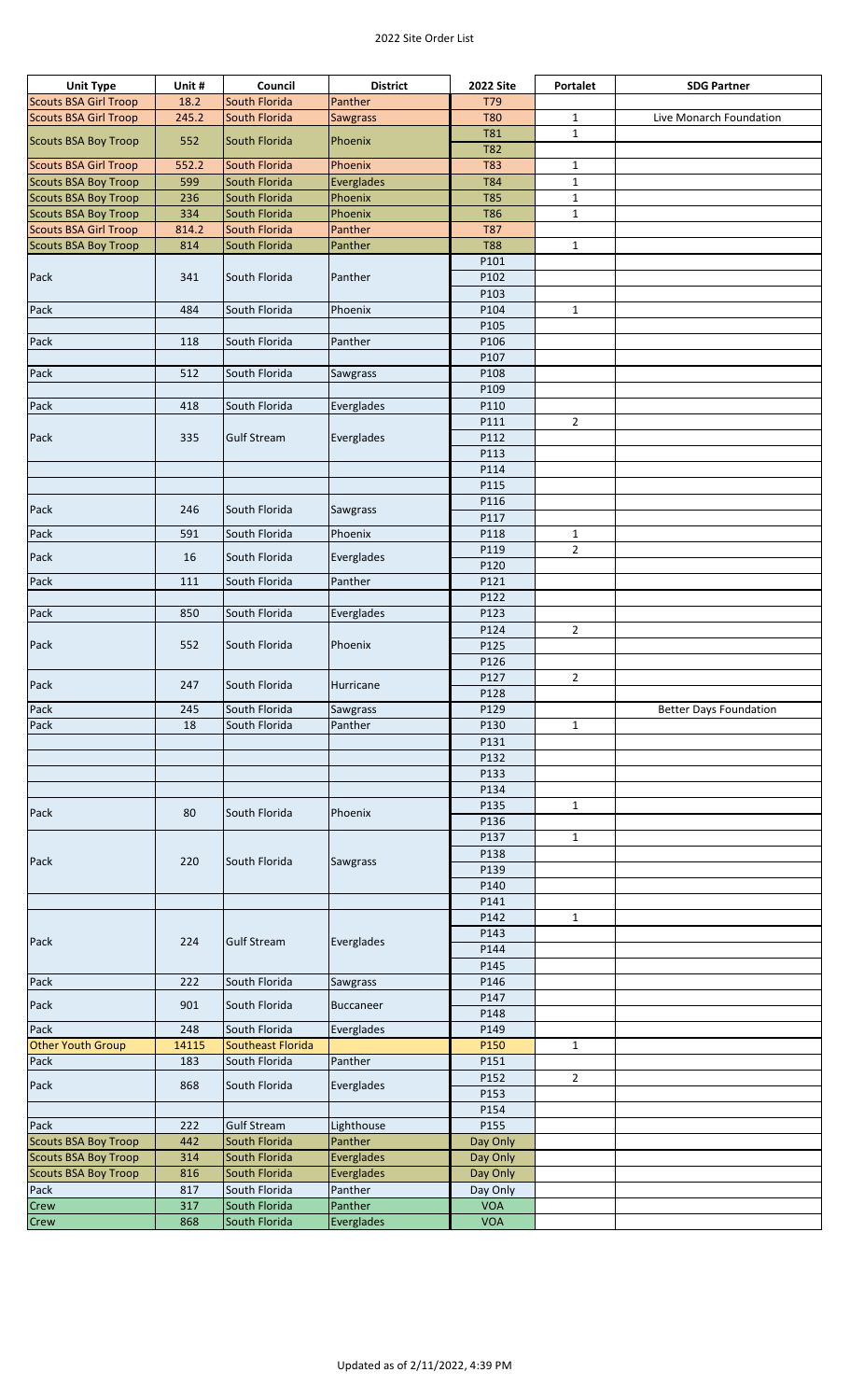| Unit Type | Unit # | Council | District | 2022 Site | Portalet | SDG Partner |
|---|---|---|---|---|---|---|
| Scouts BSA Girl Troop | 18.2 | South Florida | Panther | T79 | | |
| Scouts BSA Girl Troop | 245.2 | South Florida | Sawgrass | T80 | 1 | Live Monarch Foundation |
| Scouts BSA Boy Troop | 552 | South Florida | Phoenix | T81 | 1 | |
| | | | | T82 | | |
| Scouts BSA Girl Troop | 552.2 | South Florida | Phoenix | T83 | 1 | |
| Scouts BSA Boy Troop | 599 | South Florida | Everglades | T84 | 1 | |
| Scouts BSA Boy Troop | 236 | South Florida | Phoenix | T85 | 1 | |
| Scouts BSA Boy Troop | 334 | South Florida | Phoenix | T86 | 1 | |
| Scouts BSA Girl Troop | 814.2 | South Florida | Panther | T87 | | |
| Scouts BSA Boy Troop | 814 | South Florida | Panther | T88 | 1 | |
| Pack | 341 | South Florida | Panther | P101 | | |
| | | | | P102 | | |
| | | | | P103 | | |
| Pack | 484 | South Florida | Phoenix | P104 | 1 | |
| | | | | P105 | | |
| Pack | 118 | South Florida | Panther | P106 | | |
| | | | | P107 | | |
| Pack | 512 | South Florida | Sawgrass | P108 | | |
| | | | | P109 | | |
| Pack | 418 | South Florida | Everglades | P110 | | |
| Pack | 335 | Gulf Stream | Everglades | P111 | 2 | |
| | | | | P112 | | |
| | | | | P113 | | |
| | | | | P114 | | |
| | | | | P115 | | |
| Pack | 246 | South Florida | Sawgrass | P116 | | |
| | | | | P117 | | |
| Pack | 591 | South Florida | Phoenix | P118 | 1 | |
| Pack | 16 | South Florida | Everglades | P119 | 2 | |
| | | | | P120 | | |
| Pack | 111 | South Florida | Panther | P121 | | |
| | | | | P122 | | |
| Pack | 850 | South Florida | Everglades | P123 | | |
| Pack | 552 | South Florida | Phoenix | P124 | 2 | |
| | | | | P125 | | |
| | | | | P126 | | |
| Pack | 247 | South Florida | Hurricane | P127 | 2 | |
| | | | | P128 | | |
| Pack | 245 | South Florida | Sawgrass | P129 | | Better Days Foundation |
| Pack | 18 | South Florida | Panther | P130 | 1 | |
| | | | | P131 | | |
| | | | | P132 | | |
| | | | | P133 | | |
| | | | | P134 | | |
| Pack | 80 | South Florida | Phoenix | P135 | 1 | |
| | | | | P136 | | |
| Pack | 220 | South Florida | Sawgrass | P137 | 1 | |
| | | | | P138 | | |
| | | | | P139 | | |
| | | | | P140 | | |
| | | | | P141 | | |
| Pack | 224 | Gulf Stream | Everglades | P142 | 1 | |
| | | | | P143 | | |
| | | | | P144 | | |
| | | | | P145 | | |
| Pack | 222 | South Florida | Sawgrass | P146 | | |
| Pack | 901 | South Florida | Buccaneer | P147 | | |
| | | | | P148 | | |
| Pack | 248 | South Florida | Everglades | P149 | | |
| Other Youth Group | 14115 | Southeast Florida | | P150 | 1 | |
| Pack | 183 | South Florida | Panther | P151 | | |
| Pack | 868 | South Florida | Everglades | P152 | 2 | |
| | | | | P153 | | |
| | | | | P154 | | |
| Pack | 222 | Gulf Stream | Lighthouse | P155 | | |
| Scouts BSA Boy Troop | 442 | South Florida | Panther | Day Only | | |
| Scouts BSA Boy Troop | 314 | South Florida | Everglades | Day Only | | |
| Scouts BSA Boy Troop | 816 | South Florida | Everglades | Day Only | | |
| Pack | 817 | South Florida | Panther | Day Only | | |
| Crew | 317 | South Florida | Panther | VOA | | |
| Crew | 868 | South Florida | Everglades | VOA | | |